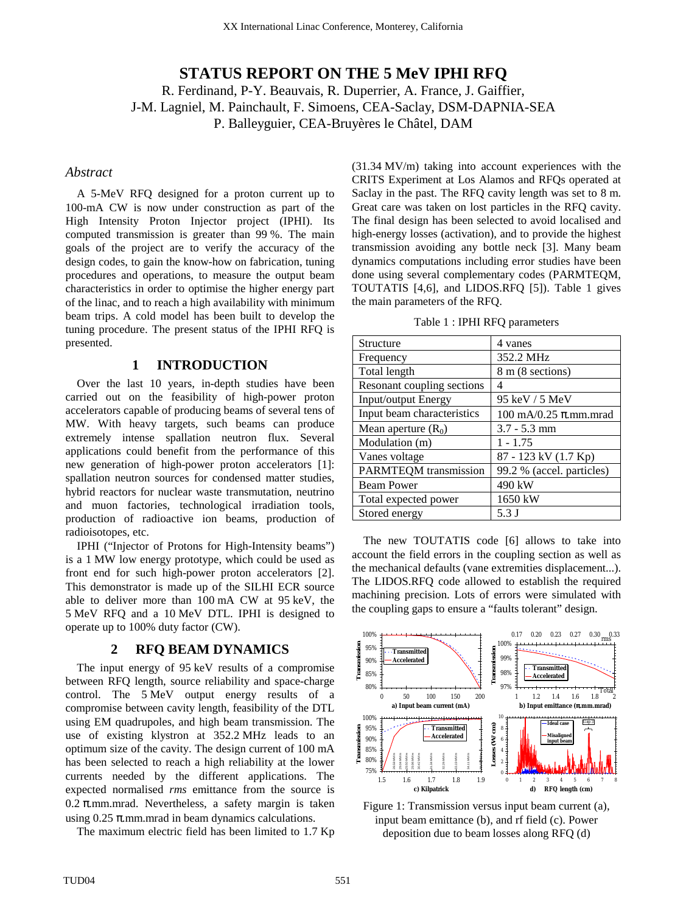# STATUS REPORT ON THE 5 MeV IPHI RFQ

R. Ferdinand, P-Y. Beauvais, R. Duperrier, A. France, J. Gaiffier,
J-M. Lagniel, M. Painchault, F. Simoens, CEA-Saclay, DSM-DAPNIA-SEA
P. Balleyguier, CEA-Bruyères le Châtel, DAM

## *Abstract*

A 5-MeV RFQ designed for a proton current up to 100-mA CW is now under construction as part of the High Intensity Proton Injector project (IPHI). Its computed transmission is greater than 99 %. The main goals of the project are to verify the accuracy of the design codes, to gain the know-how on fabrication, tuning procedures and operations, to measure the output beam characteristics in order to optimise the higher energy part of the linac, and to reach a high availability with minimum beam trips. A cold model has been built to develop the tuning procedure. The present status of the IPHI RFQ is presented.

## 1 INTRODUCTION

Over the last 10 years, in-depth studies have been carried out on the feasibility of high-power proton accelerators capable of producing beams of several tens of MW. With heavy targets, such beams can produce extremely intense spallation neutron flux. Several applications could benefit from the performance of this new generation of high-power proton accelerators [1]: spallation neutron sources for condensed matter studies, hybrid reactors for nuclear waste transmutation, neutrino and muon factories, technological irradiation tools, production of radioactive ion beams, production of radioisotopes, etc.

IPHI ("Injector of Protons for High-Intensity beams") is a 1 MW low energy prototype, which could be used as front end for such high-power proton accelerators [2]. This demonstrator is made up of the SILHI ECR source able to deliver more than 100 mA CW at 95 keV, the 5 MeV RFQ and a 10 MeV DTL. IPHI is designed to operate up to 100% duty factor (CW).

## 2 RFQ BEAM DYNAMICS

The input energy of 95 keV results of a compromise between RFQ length, source reliability and space-charge control. The 5 MeV output energy results of a compromise between cavity length, feasibility of the DTL using EM quadrupoles, and high beam transmission. The use of existing klystron at 352.2 MHz leads to an optimum size of the cavity. The design current of 100 mA has been selected to reach a high reliability at the lower currents needed by the different applications. The expected normalised *rms* emittance from the source is 0.2 π.mm.mrad. Nevertheless, a safety margin is taken using 0.25 π.mm.mrad in beam dynamics calculations.

The maximum electric field has been limited to 1.7 Kp (31.34 MV/m) taking into account experiences with the CRITS Experiment at Los Alamos and RFQs operated at Saclay in the past. The RFQ cavity length was set to 8 m. Great care was taken on lost particles in the RFQ cavity. The final design has been selected to avoid localised and high-energy losses (activation), and to provide the highest transmission avoiding any bottle neck [3]. Many beam dynamics computations including error studies have been done using several complementary codes (PARMTEQM, TOUTATIS [4,6], and LIDOS.RFQ [5]). Table 1 gives the main parameters of the RFQ.

Table 1 : IPHI RFQ parameters

| Structure | 4 vanes |
|---|---|
| Frequency | 352.2 MHz |
| Total length | 8 m (8 sections) |
| Resonant coupling sections | 4 |
| Input/output Energy | 95 keV / 5 MeV |
| Input beam characteristics | 100 mA/0.25 π.mm.mrad |
| Mean aperture ($R_0$) | 3.7 - 5.3 mm |
| Modulation (m) | 1 - 1.75 |
| Vanes voltage | 87 - 123 kV (1.7 Kp) |
| PARMTEQM transmission | 99.2 % (accel. particles) |
| Beam Power | 490 kW |
| Total expected power | 1650 kW |
| Stored energy | 5.3 J |

The new TOUTATIS code [6] allows to take into account the field errors in the coupling section as well as the mechanical defaults (vane extremities displacement...). The LIDOS.RFQ code allowed to establish the required machining precision. Lots of errors were simulated with the coupling gaps to ensure a "faults tolerant" design.

Figure 1: Transmission versus input beam current (a), input beam emittance (b), and rf field (c). Power deposition due to beam losses along RFQ (d)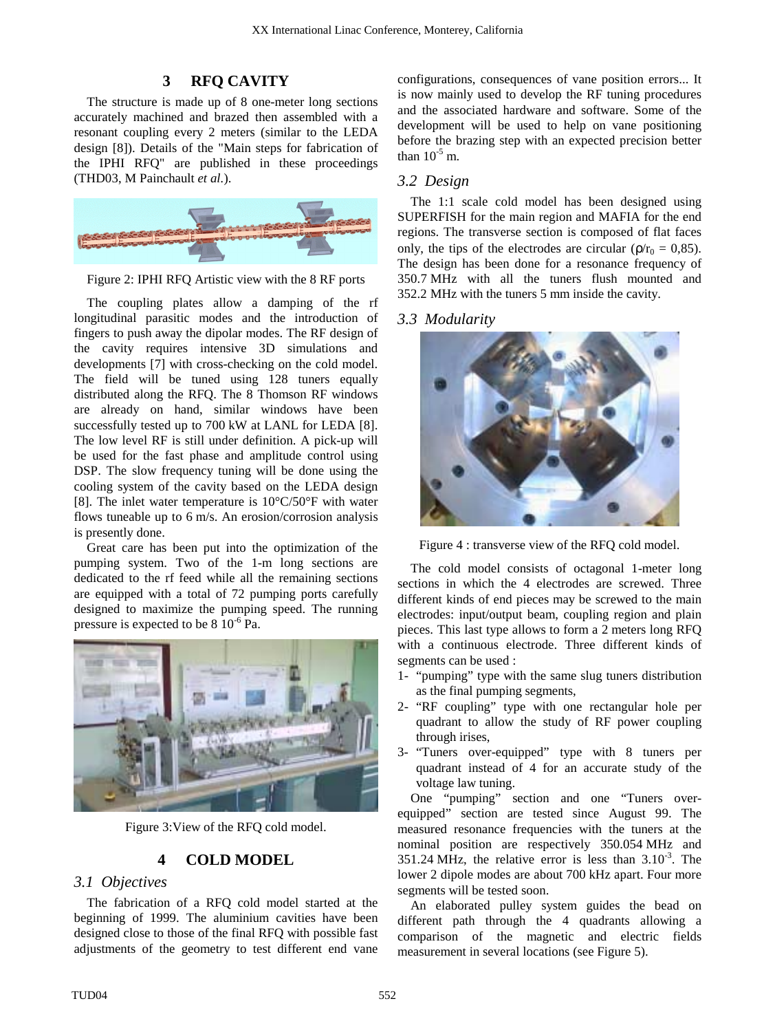## 3 RFQ CAVITY

The structure is made up of 8 one-meter long sections accurately machined and brazed then assembled with a resonant coupling every 2 meters (similar to the LEDA design [8]). Details of the "Main steps for fabrication of the IPHI RFQ" are published in these proceedings (THD03, M Painchault *et al.*).

Figure 2: IPHI RFQ Artistic view with the 8 RF ports

The coupling plates allow a damping of the rf longitudinal parasitic modes and the introduction of fingers to push away the dipolar modes. The RF design of the cavity requires intensive 3D simulations and developments [7] with cross-checking on the cold model. The field will be tuned using 128 tuners equally distributed along the RFQ. The 8 Thomson RF windows are already on hand, similar windows have been successfully tested up to 700 kW at LANL for LEDA [8]. The low level RF is still under definition. A pick-up will be used for the fast phase and amplitude control using DSP. The slow frequency tuning will be done using the cooling system of the cavity based on the LEDA design [8]. The inlet water temperature is 10°C/50°F with water flows tuneable up to 6 m/s. An erosion/corrosion analysis is presently done.

Great care has been put into the optimization of the pumping system. Two of the 1-m long sections are dedicated to the rf feed while all the remaining sections are equipped with a total of 72 pumping ports carefully designed to maximize the pumping speed. The running pressure is expected to be $8\ 10^{-6}$ Pa.

Figure 3:View of the RFQ cold model.

## 4 COLD MODEL

### 3.1 Objectives

The fabrication of a RFQ cold model started at the beginning of 1999. The aluminium cavities have been designed close to those of the final RFQ with possible fast adjustments of the geometry to test different end vane configurations, consequences of vane position errors... It is now mainly used to develop the RF tuning procedures and the associated hardware and software. Some of the development will be used to help on vane positioning before the brazing step with an expected precision better than $10^{-5}$ m.

### 3.2 Design

The 1:1 scale cold model has been designed using SUPERFISH for the main region and MAFIA for the end regions. The transverse section is composed of flat faces only, the tips of the electrodes are circular ($\rho/r_0$ = 0,85). The design has been done for a resonance frequency of 350.7 MHz with all the tuners flush mounted and 352.2 MHz with the tuners 5 mm inside the cavity.

### 3.3 Modularity

Figure 4 : transverse view of the RFQ cold model.

The cold model consists of octagonal 1-meter long sections in which the 4 electrodes are screwed. Three different kinds of end pieces may be screwed to the main electrodes: input/output beam, coupling region and plain pieces. This last type allows to form a 2 meters long RFQ with a continuous electrode. Three different kinds of segments can be used :

1- "pumping" type with the same slug tuners distribution as the final pumping segments,
2- "RF coupling" type with one rectangular hole per quadrant to allow the study of RF power coupling through irises,
3- "Tuners over-equipped" type with 8 tuners per quadrant instead of 4 for an accurate study of the voltage law tuning.

One "pumping" section and one "Tuners over-equipped" section are tested since August 99. The measured resonance frequencies with the tuners at the nominal position are respectively 350.054 MHz and 351.24 MHz, the relative error is less than $3.10^{-3}$. The lower 2 dipole modes are about 700 kHz apart. Four more segments will be tested soon.

An elaborated pulley system guides the bead on different path through the 4 quadrants allowing a comparison of the magnetic and electric fields measurement in several locations (see Figure 5).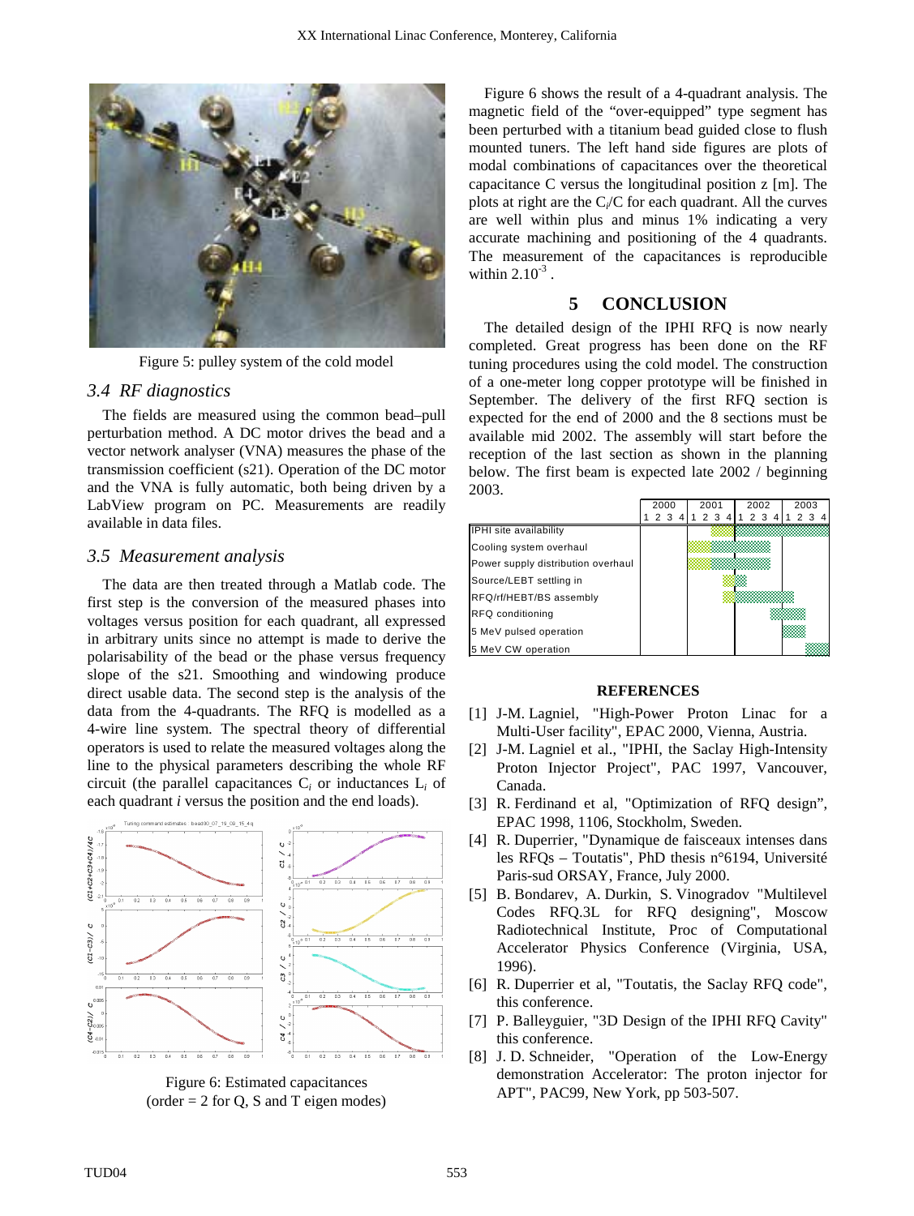Figure 5: pulley system of the cold model

### 3.4 RF diagnostics

The fields are measured using the common bead–pull perturbation method. A DC motor drives the bead and a vector network analyser (VNA) measures the phase of the transmission coefficient (s21). Operation of the DC motor and the VNA is fully automatic, both being driven by a LabView program on PC. Measurements are readily available in data files.

### 3.5 Measurement analysis

The data are then treated through a Matlab code. The first step is the conversion of the measured phases into voltages versus position for each quadrant, all expressed in arbitrary units since no attempt is made to derive the polarisability of the bead or the phase versus frequency slope of the s21. Smoothing and windowing produce direct usable data. The second step is the analysis of the data from the 4-quadrants. The RFQ is modelled as a 4-wire line system. The spectral theory of differential operators is used to relate the measured voltages along the line to the physical parameters describing the whole RF circuit (the parallel capacitances $C_i$ or inductances $L_i$ of each quadrant *i* versus the position and the end loads).

Figure 6: Estimated capacitances
(order = 2 for Q, S and T eigen modes)

Figure 6 shows the result of a 4-quadrant analysis. The magnetic field of the "over-equipped" type segment has been perturbed with a titanium bead guided close to flush mounted tuners. The left hand side figures are plots of modal combinations of capacitances over the theoretical capacitance C versus the longitudinal position z [m]. The plots at right are the $C_i/C$ for each quadrant. All the curves are well within plus and minus 1% indicating a very accurate machining and positioning of the 4 quadrants. The measurement of the capacitances is reproducible within $2.10^{-3}$ .

## 5 CONCLUSION

The detailed design of the IPHI RFQ is now nearly completed. Great progress has been done on the RF tuning procedures using the cold model. The construction of a one-meter long copper prototype will be finished in September. The delivery of the first RFQ section is expected for the end of 2000 and the 8 sections must be available mid 2002. The assembly will start before the reception of the last section as shown in the planning below. The first beam is expected late 2002 / beginning 2003.

2000 2001 2002 2003
1 2 3 4 1 2 3 4 1 2 3 4 1 2 3 4
IPHI site availability
Cooling system overhaul
Power supply distribution overhaul
Source/LEBT settling in
RFQ/rf/HEBT/BS assembly
RFQ conditioning
5 MeV pulsed operation
5 MeV CW operation

### REFERENCES

[1] J-M. Lagniel, "High-Power Proton Linac for a Multi-User facility", EPAC 2000, Vienna, Austria.

[2] J-M. Lagniel et al., "IPHI, the Saclay High-Intensity Proton Injector Project", PAC 1997, Vancouver, Canada.

[3] R. Ferdinand et al, "Optimization of RFQ design", EPAC 1998, 1106, Stockholm, Sweden.

[4] R. Duperrier, "Dynamique de faisceaux intenses dans les RFQs – Toutatis", PhD thesis n°6194, Université Paris-sud ORSAY, France, July 2000.

[5] B. Bondarev, A. Durkin, S. Vinogradov "Multilevel Codes RFQ.3L for RFQ designing", Moscow Radiotechnical Institute, Proc of Computational Accelerator Physics Conference (Virginia, USA, 1996).

[6] R. Duperrier et al, "Toutatis, the Saclay RFQ code", this conference.

[7] P. Balleyguier, "3D Design of the IPHI RFQ Cavity" this conference.

[8] J. D. Schneider, "Operation of the Low-Energy demonstration Accelerator: The proton injector for APT", PAC99, New York, pp 503-507.